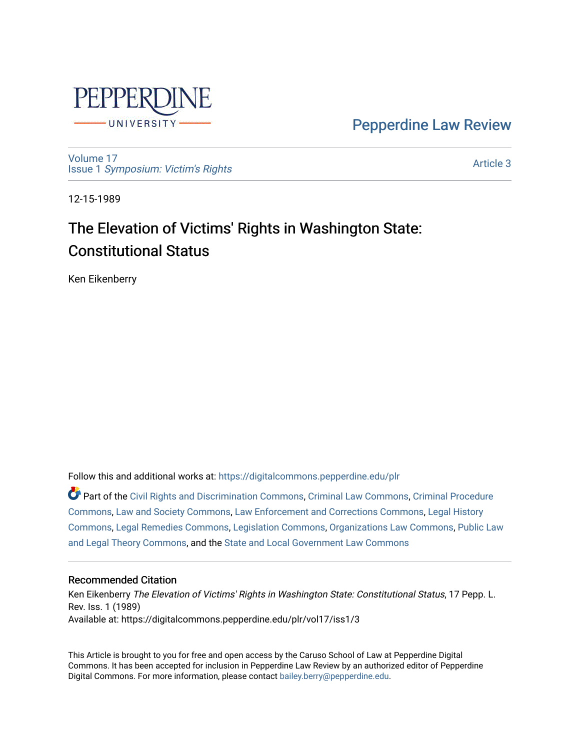Pepperdine Law Review

Volume 17
Issue 1 *Symposium: Victim's Rights*

Article 3

12-15-1989

# The Elevation of Victims' Rights in Washington State: Constitutional Status

Ken Eikenberry

Follow this and additional works at: https://digitalcommons.pepperdine.edu/plr

Part of the Civil Rights and Discrimination Commons, Criminal Law Commons, Criminal Procedure Commons, Law and Society Commons, Law Enforcement and Corrections Commons, Legal History Commons, Legal Remedies Commons, Legislation Commons, Organizations Law Commons, Public Law and Legal Theory Commons, and the State and Local Government Law Commons

## Recommended Citation

Ken Eikenberry *The Elevation of Victims' Rights in Washington State: Constitutional Status*, 17 Pepp. L. Rev. Iss. 1 (1989)
Available at: https://digitalcommons.pepperdine.edu/plr/vol17/iss1/3

This Article is brought to you for free and open access by the Caruso School of Law at Pepperdine Digital Commons. It has been accepted for inclusion in Pepperdine Law Review by an authorized editor of Pepperdine Digital Commons. For more information, please contact bailey.berry@pepperdine.edu.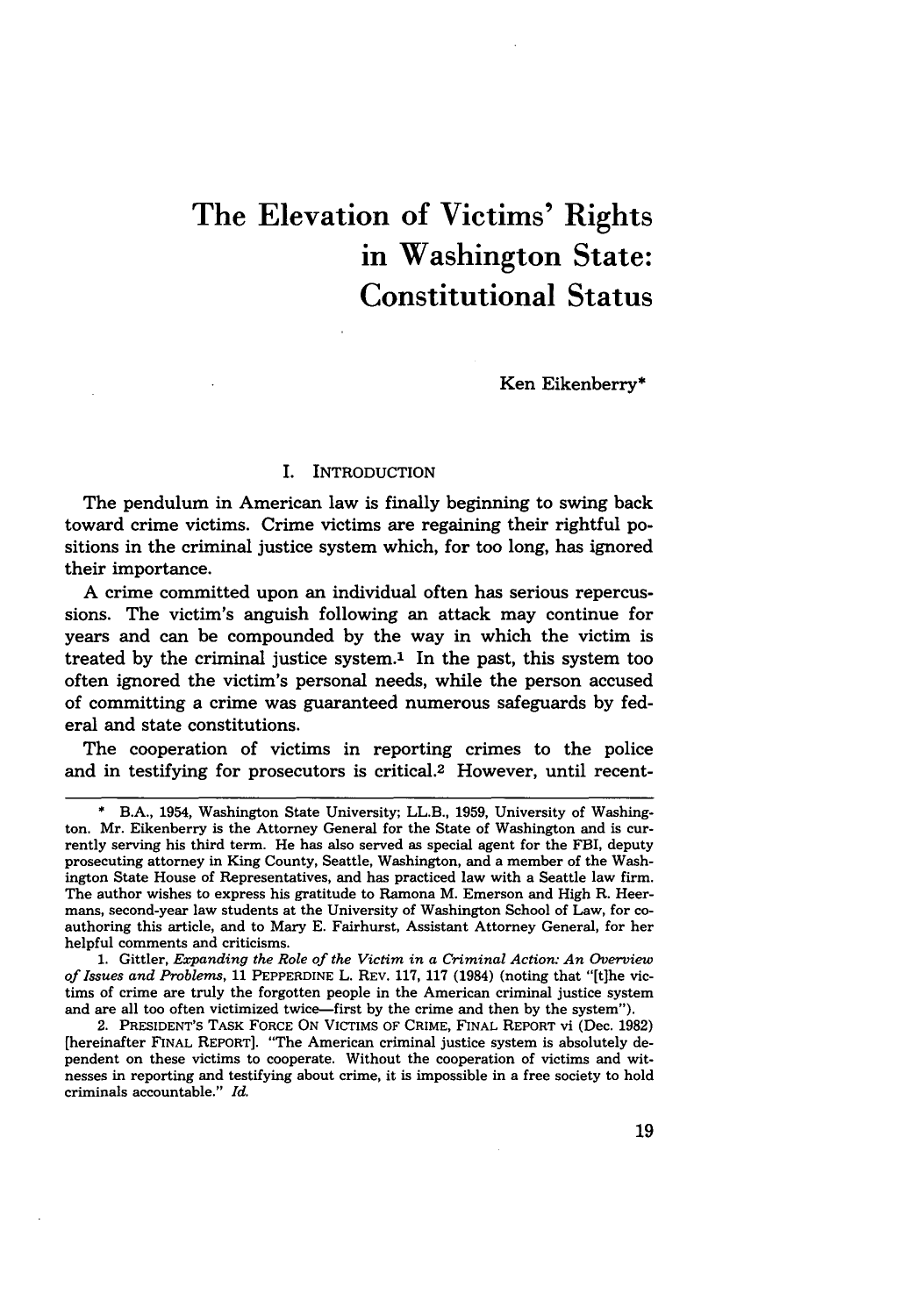# The Elevation of Victims' Rights in Washington State: Constitutional Status

Ken Eikenberry*

## I. INTRODUCTION

The pendulum in American law is finally beginning to swing back toward crime victims. Crime victims are regaining their rightful positions in the criminal justice system which, for too long, has ignored their importance.

A crime committed upon an individual often has serious repercussions. The victim's anguish following an attack may continue for years and can be compounded by the way in which the victim is treated by the criminal justice system.[1] In the past, this system too often ignored the victim's personal needs, while the person accused of committing a crime was guaranteed numerous safeguards by federal and state constitutions.

The cooperation of victims in reporting crimes to the police and in testifying for prosecutors is critical.[2] However, until recent-

---

\* B.A., 1954, Washington State University; LL.B., 1959, University of Washington. Mr. Eikenberry is the Attorney General for the State of Washington and is currently serving his third term. He has also served as special agent for the FBI, deputy prosecuting attorney in King County, Seattle, Washington, and a member of the Washington State House of Representatives, and has practiced law with a Seattle law firm. The author wishes to express his gratitude to Ramona M. Emerson and High R. Heermans, second-year law students at the University of Washington School of Law, for co-authoring this article, and to Mary E. Fairhurst, Assistant Attorney General, for her helpful comments and criticisms.

1. Gittler, *Expanding the Role of the Victim in a Criminal Action: An Overview of Issues and Problems*, 11 PEPPERDINE L. REV. 117, 117 (1984) (noting that "[t]he victims of crime are truly the forgotten people in the American criminal justice system and are all too often victimized twice—first by the crime and then by the system").

2. PRESIDENT'S TASK FORCE ON VICTIMS OF CRIME, FINAL REPORT vi (Dec. 1982) [hereinafter FINAL REPORT]. "The American criminal justice system is absolutely dependent on these victims to cooperate. Without the cooperation of victims and witnesses in reporting and testifying about crime, it is impossible in a free society to hold criminals accountable." *Id.*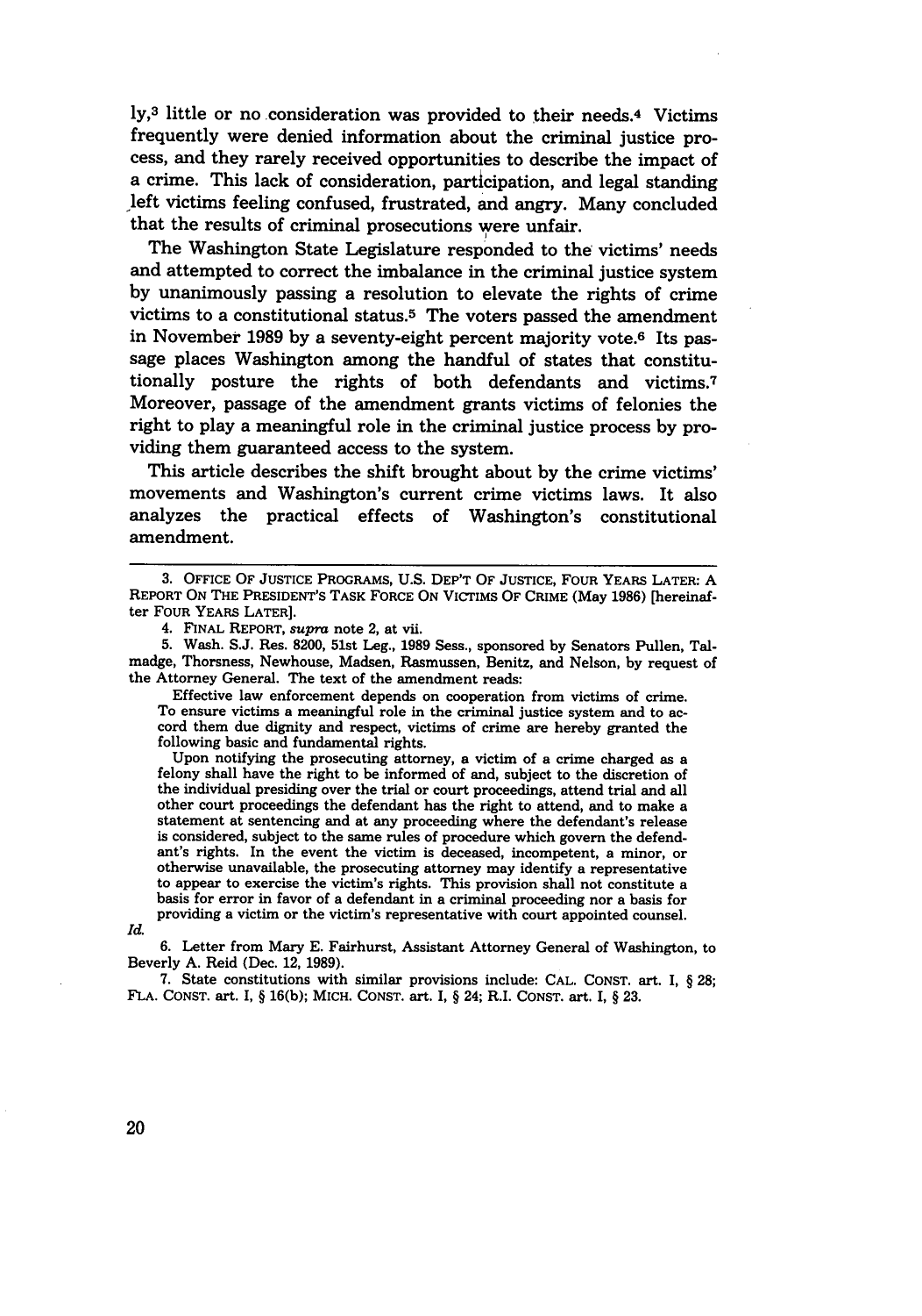ly,[3] little or no consideration was provided to their needs.[4] Victims frequently were denied information about the criminal justice process, and they rarely received opportunities to describe the impact of a crime. This lack of consideration, participation, and legal standing left victims feeling confused, frustrated, and angry. Many concluded that the results of criminal prosecutions were unfair.

The Washington State Legislature responded to the victims' needs and attempted to correct the imbalance in the criminal justice system by unanimously passing a resolution to elevate the rights of crime victims to a constitutional status.[5] The voters passed the amendment in November 1989 by a seventy-eight percent majority vote.[6] Its passage places Washington among the handful of states that constitutionally posture the rights of both defendants and victims.[7] Moreover, passage of the amendment grants victims of felonies the right to play a meaningful role in the criminal justice process by providing them guaranteed access to the system.

This article describes the shift brought about by the crime victims' movements and Washington's current crime victims laws. It also analyzes the practical effects of Washington's constitutional amendment.

---

3. OFFICE OF JUSTICE PROGRAMS, U.S. DEP'T OF JUSTICE, FOUR YEARS LATER: A REPORT ON THE PRESIDENT'S TASK FORCE ON VICTIMS OF CRIME (May 1986) [hereinafter FOUR YEARS LATER].

4. FINAL REPORT, *supra* note 2, at vii.

5. Wash. S.J. Res. 8200, 51st Leg., 1989 Sess., sponsored by Senators Pullen, Talmadge, Thorsness, Newhouse, Madsen, Rasmussen, Benitz, and Nelson, by request of the Attorney General. The text of the amendment reads:

> Effective law enforcement depends on cooperation from victims of crime. To ensure victims a meaningful role in the criminal justice system and to accord them due dignity and respect, victims of crime are hereby granted the following basic and fundamental rights.
>
> Upon notifying the prosecuting attorney, a victim of a crime charged as a felony shall have the right to be informed of and, subject to the discretion of the individual presiding over the trial or court proceedings, attend trial and all other court proceedings the defendant has the right to attend, and to make a statement at sentencing and at any proceeding where the defendant's release is considered, subject to the same rules of procedure which govern the defendant's rights. In the event the victim is deceased, incompetent, a minor, or otherwise unavailable, the prosecuting attorney may identify a representative to appear to exercise the victim's rights. This provision shall not constitute a basis for error in favor of a defendant in a criminal proceeding nor a basis for providing a victim or the victim's representative with court appointed counsel.

*Id.*

6. Letter from Mary E. Fairhurst, Assistant Attorney General of Washington, to Beverly A. Reid (Dec. 12, 1989).

7. State constitutions with similar provisions include: CAL. CONST. art. I, § 28; FLA. CONST. art. I, § 16(b); MICH. CONST. art. I, § 24; R.I. CONST. art. I, § 23.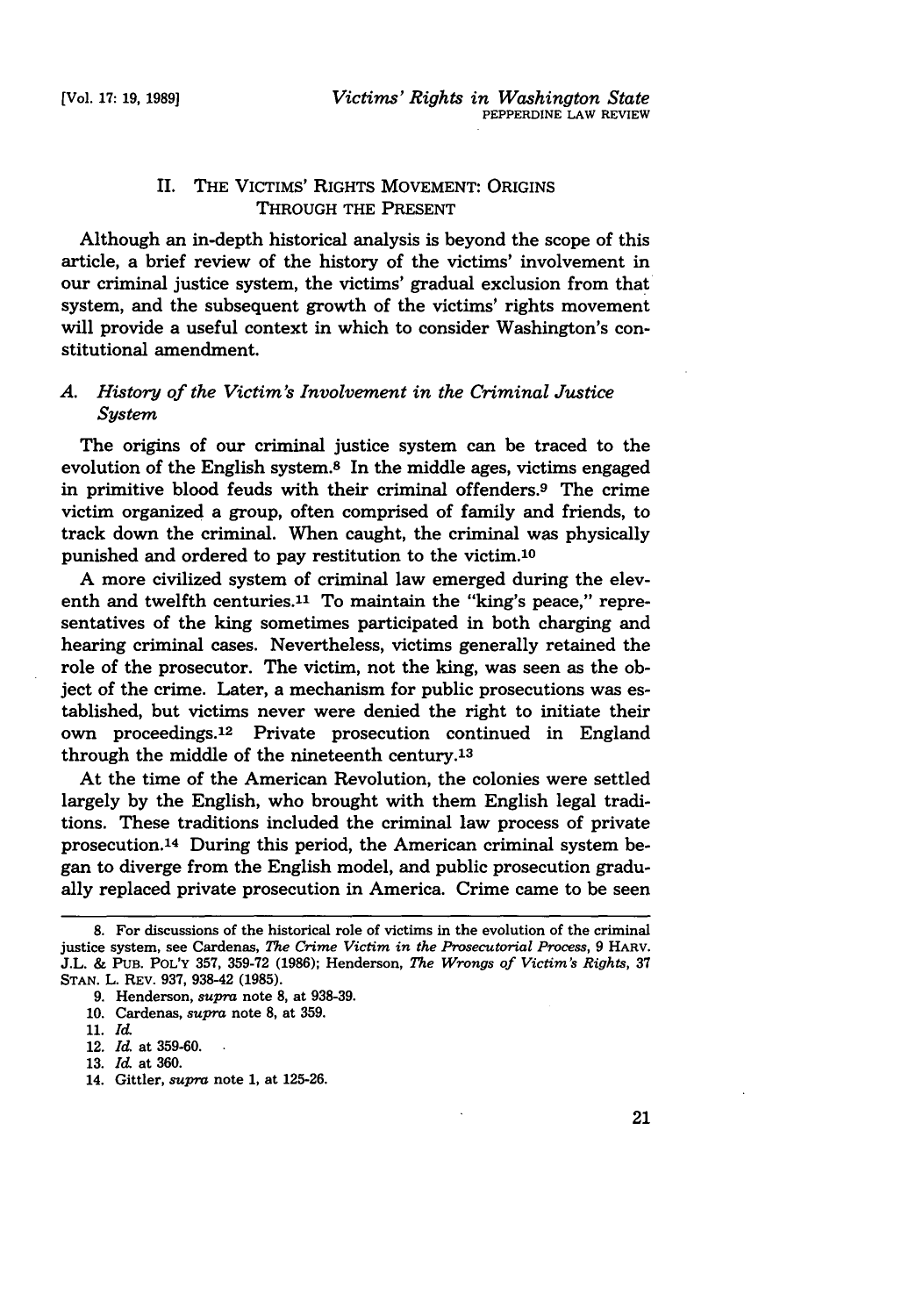## II. The Victims' Rights Movement: Origins Through the Present

Although an in-depth historical analysis is beyond the scope of this article, a brief review of the history of the victims' involvement in our criminal justice system, the victims' gradual exclusion from that system, and the subsequent growth of the victims' rights movement will provide a useful context in which to consider Washington's constitutional amendment.

### A. *History of the Victim's Involvement in the Criminal Justice System*

The origins of our criminal justice system can be traced to the evolution of the English system.[8] In the middle ages, victims engaged in primitive blood feuds with their criminal offenders.[9] The crime victim organized a group, often comprised of family and friends, to track down the criminal. When caught, the criminal was physically punished and ordered to pay restitution to the victim.[10]

A more civilized system of criminal law emerged during the eleventh and twelfth centuries.[11] To maintain the "king's peace," representatives of the king sometimes participated in both charging and hearing criminal cases. Nevertheless, victims generally retained the role of the prosecutor. The victim, not the king, was seen as the object of the crime. Later, a mechanism for public prosecutions was established, but victims never were denied the right to initiate their own proceedings.[12] Private prosecution continued in England through the middle of the nineteenth century.[13]

At the time of the American Revolution, the colonies were settled largely by the English, who brought with them English legal traditions. These traditions included the criminal law process of private prosecution.[14] During this period, the American criminal system began to diverge from the English model, and public prosecution gradually replaced private prosecution in America. Crime came to be seen

---

8. For discussions of the historical role of victims in the evolution of the criminal justice system, see Cardenas, *The Crime Victim in the Prosecutorial Process*, 9 HARV. J.L. & PUB. POL'Y 357, 359-72 (1986); Henderson, *The Wrongs of Victim's Rights*, 37 STAN. L. REV. 937, 938-42 (1985).

9. Henderson, *supra* note 8, at 938-39.

10. Cardenas, *supra* note 8, at 359.

11. *Id.*

12. *Id.* at 359-60.

13. *Id.* at 360.

14. Gittler, *supra* note 1, at 125-26.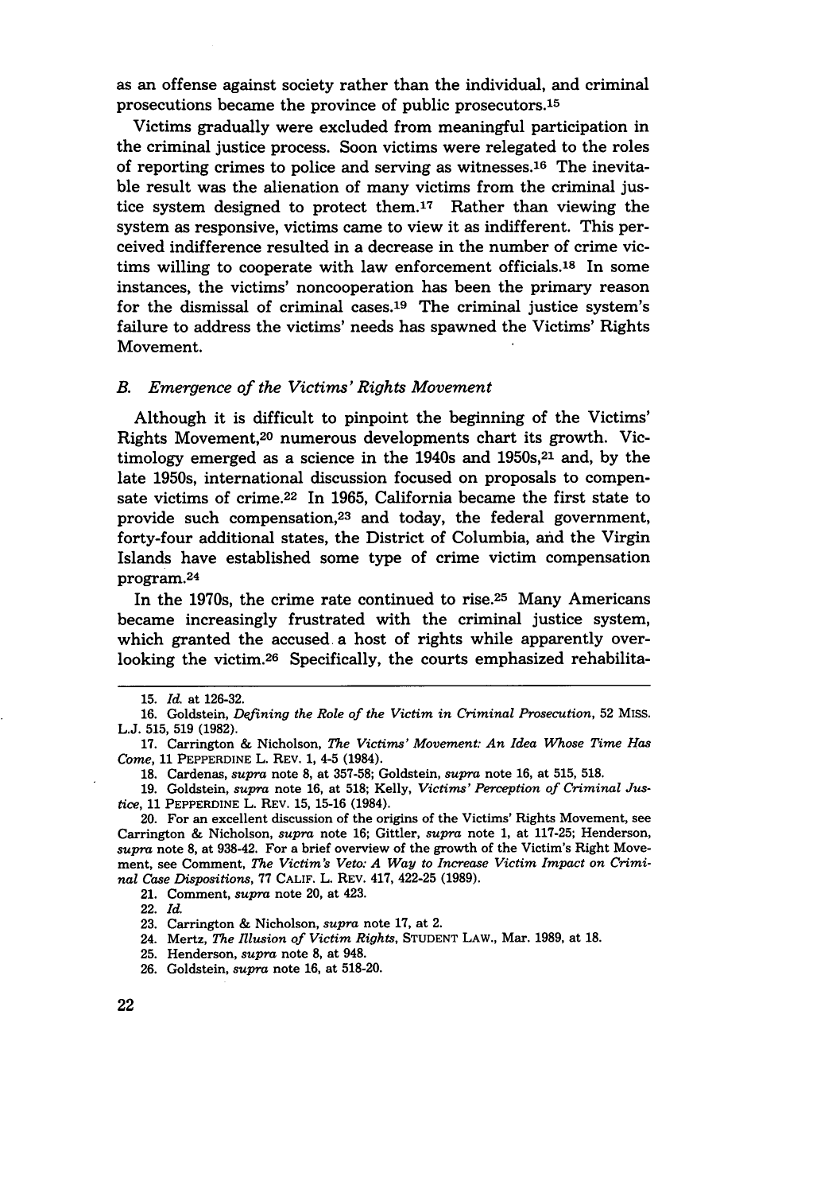as an offense against society rather than the individual, and criminal prosecutions became the province of public prosecutors.[15]

Victims gradually were excluded from meaningful participation in the criminal justice process. Soon victims were relegated to the roles of reporting crimes to police and serving as witnesses.[16] The inevitable result was the alienation of many victims from the criminal justice system designed to protect them.[17] Rather than viewing the system as responsive, victims came to view it as indifferent. This perceived indifference resulted in a decrease in the number of crime victims willing to cooperate with law enforcement officials.[18] In some instances, the victims' noncooperation has been the primary reason for the dismissal of criminal cases.[19] The criminal justice system's failure to address the victims' needs has spawned the Victims' Rights Movement.

### B. *Emergence of the Victims' Rights Movement*

Although it is difficult to pinpoint the beginning of the Victims' Rights Movement,[20] numerous developments chart its growth. Victimology emerged as a science in the 1940s and 1950s,[21] and, by the late 1950s, international discussion focused on proposals to compensate victims of crime.[22] In 1965, California became the first state to provide such compensation,[23] and today, the federal government, forty-four additional states, the District of Columbia, and the Virgin Islands have established some type of crime victim compensation program.[24]

In the 1970s, the crime rate continued to rise.[25] Many Americans became increasingly frustrated with the criminal justice system, which granted the accused a host of rights while apparently overlooking the victim.[26] Specifically, the courts emphasized rehabilita-

---

15. *Id.* at 126-32.

16. Goldstein, *Defining the Role of the Victim in Criminal Prosecution*, 52 MISS. L.J. 515, 519 (1982).

17. Carrington & Nicholson, *The Victims' Movement: An Idea Whose Time Has Come*, 11 PEPPERDINE L. REV. 1, 4-5 (1984).

18. Cardenas, *supra* note 8, at 357-58; Goldstein, *supra* note 16, at 515, 518.

19. Goldstein, *supra* note 16, at 518; Kelly, *Victims' Perception of Criminal Justice*, 11 PEPPERDINE L. REV. 15, 15-16 (1984).

20. For an excellent discussion of the origins of the Victims' Rights Movement, see Carrington & Nicholson, *supra* note 16; Gittler, *supra* note 1, at 117-25; Henderson, *supra* note 8, at 938-42. For a brief overview of the growth of the Victim's Right Movement, see Comment, *The Victim's Veto: A Way to Increase Victim Impact on Criminal Case Dispositions*, 77 CALIF. L. REV. 417, 422-25 (1989).

21. Comment, *supra* note 20, at 423.

22. *Id.*

23. Carrington & Nicholson, *supra* note 17, at 2.

24. Mertz, *The Illusion of Victim Rights*, STUDENT LAW., Mar. 1989, at 18.

25. Henderson, *supra* note 8, at 948.

26. Goldstein, *supra* note 16, at 518-20.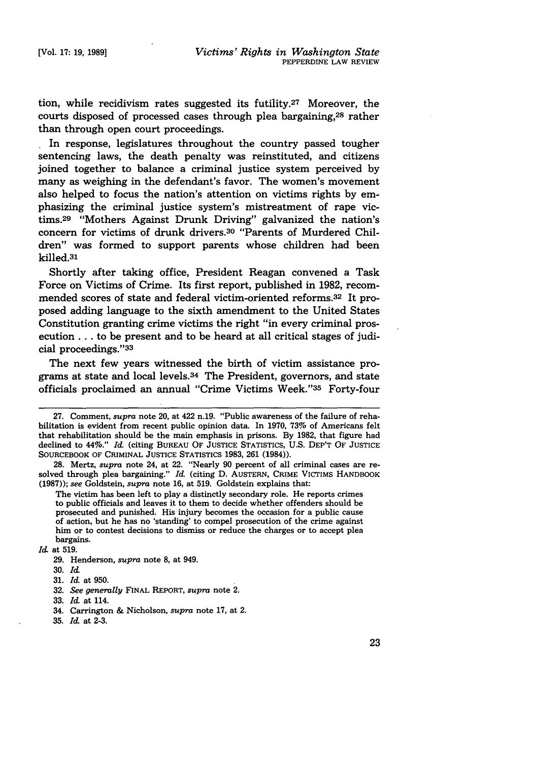tion, while recidivism rates suggested its futility.[27] Moreover, the courts disposed of processed cases through plea bargaining,[28] rather than through open court proceedings.

In response, legislatures throughout the country passed tougher sentencing laws, the death penalty was reinstituted, and citizens joined together to balance a criminal justice system perceived by many as weighing in the defendant's favor. The women's movement also helped to focus the nation's attention on victims rights by emphasizing the criminal justice system's mistreatment of rape victims.[29] "Mothers Against Drunk Driving" galvanized the nation's concern for victims of drunk drivers.[30] "Parents of Murdered Children" was formed to support parents whose children had been killed.[31]

Shortly after taking office, President Reagan convened a Task Force on Victims of Crime. Its first report, published in 1982, recommended scores of state and federal victim-oriented reforms.[32] It proposed adding language to the sixth amendment to the United States Constitution granting crime victims the right "in every criminal prosecution . . . to be present and to be heard at all critical stages of judicial proceedings."[33]

The next few years witnessed the birth of victim assistance programs at state and local levels.[34] The President, governors, and state officials proclaimed an annual "Crime Victims Week."[35] Forty-four

---

27. Comment, *supra* note 20, at 422 n.19. "Public awareness of the failure of rehabilitation is evident from recent public opinion data. In 1970, 73% of Americans felt that rehabilitation should be the main emphasis in prisons. By 1982, that figure had declined to 44%." *Id.* (citing BUREAU OF JUSTICE STATISTICS, U.S. DEP'T OF JUSTICE SOURCEBOOK OF CRIMINAL JUSTICE STATISTICS 1983, 261 (1984)).

28. Mertz, *supra* note 24, at 22. "Nearly 90 percent of all criminal cases are resolved through plea bargaining." *Id.* (citing D. AUSTERN, CRIME VICTIMS HANDBOOK (1987)); *see* Goldstein, *supra* note 16, at 519. Goldstein explains that:

> The victim has been left to play a distinctly secondary role. He reports crimes to public officials and leaves it to them to decide whether offenders should be prosecuted and punished. His injury becomes the occasion for a public cause of action, but he has no 'standing' to compel prosecution of the crime against him or to contest decisions to dismiss or reduce the charges or to accept plea bargains.

*Id.* at 519.

29. Henderson, *supra* note 8, at 949.

30. *Id.*

31. *Id.* at 950.

32. *See generally* FINAL REPORT, *supra* note 2.

33. *Id.* at 114.

34. Carrington & Nicholson, *supra* note 17, at 2.

35. *Id.* at 2-3.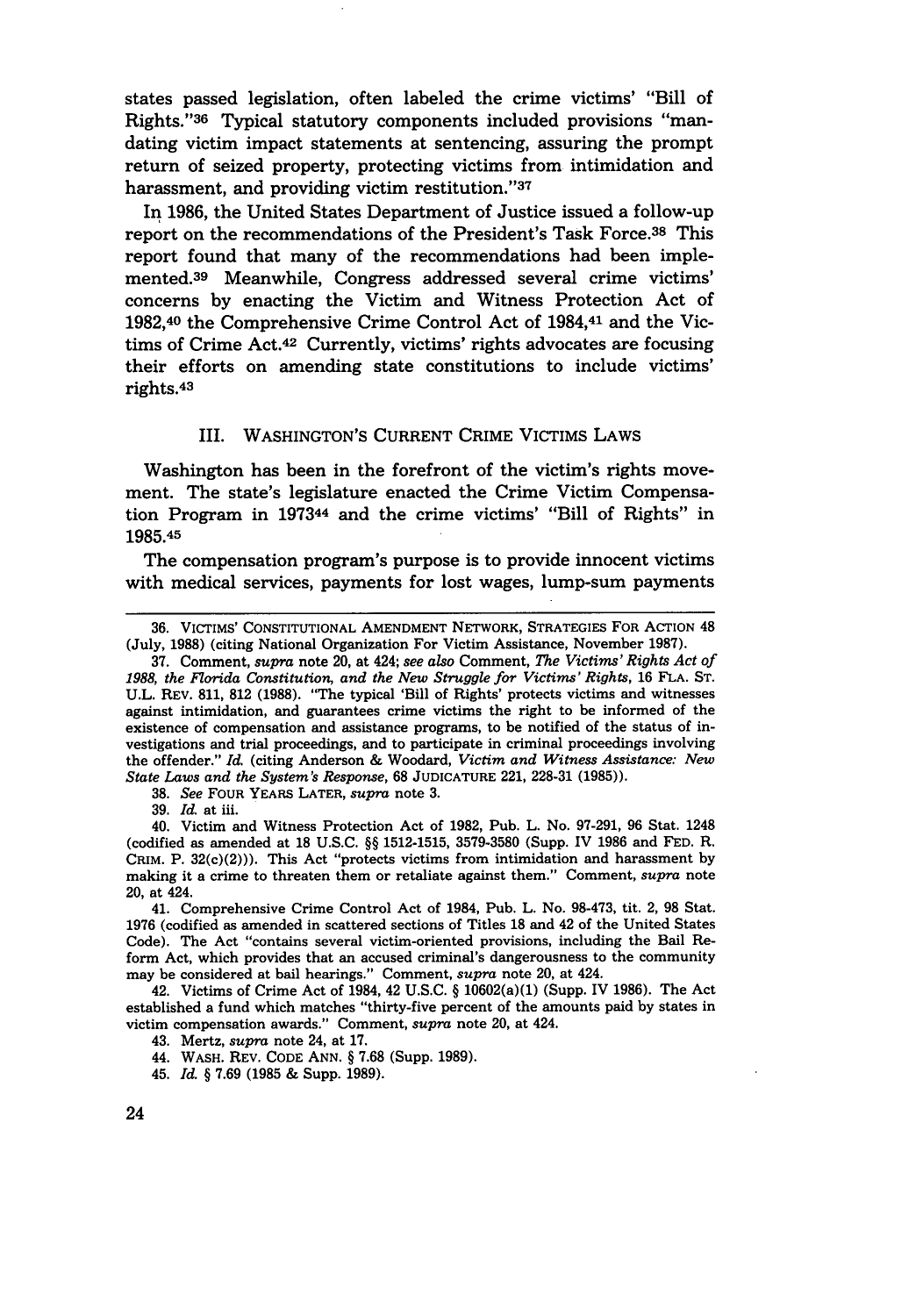states passed legislation, often labeled the crime victims' "Bill of Rights."[36] Typical statutory components included provisions "mandating victim impact statements at sentencing, assuring the prompt return of seized property, protecting victims from intimidation and harassment, and providing victim restitution."[37]

In 1986, the United States Department of Justice issued a follow-up report on the recommendations of the President's Task Force.[38] This report found that many of the recommendations had been implemented.[39] Meanwhile, Congress addressed several crime victims' concerns by enacting the Victim and Witness Protection Act of 1982,[40] the Comprehensive Crime Control Act of 1984,[41] and the Victims of Crime Act.[42] Currently, victims' rights advocates are focusing their efforts on amending state constitutions to include victims' rights.[43]

### III. WASHINGTON'S CURRENT CRIME VICTIMS LAWS

Washington has been in the forefront of the victim's rights movement. The state's legislature enacted the Crime Victim Compensation Program in 1973[44] and the crime victims' "Bill of Rights" in 1985.[45]

The compensation program's purpose is to provide innocent victims with medical services, payments for lost wages, lump-sum payments

---

36. VICTIMS' CONSTITUTIONAL AMENDMENT NETWORK, STRATEGIES FOR ACTION 48 (July, 1988) (citing National Organization For Victim Assistance, November 1987).

37. Comment, *supra* note 20, at 424; *see also* Comment, *The Victims' Rights Act of 1988, the Florida Constitution, and the New Struggle for Victims' Rights*, 16 FLA. ST. U.L. REV. 811, 812 (1988). "The typical 'Bill of Rights' protects victims and witnesses against intimidation, and guarantees crime victims the right to be informed of the existence of compensation and assistance programs, to be notified of the status of investigations and trial proceedings, and to participate in criminal proceedings involving the offender." *Id.* (citing Anderson & Woodard, *Victim and Witness Assistance: New State Laws and the System's Response*, 68 JUDICATURE 221, 228-31 (1985)).

38. *See* FOUR YEARS LATER, *supra* note 3.

39. *Id.* at iii.

40. Victim and Witness Protection Act of 1982, Pub. L. No. 97-291, 96 Stat. 1248 (codified as amended at 18 U.S.C. §§ 1512-1515, 3579-3580 (Supp. IV 1986 and FED. R. CRIM. P. 32(c)(2))). This Act "protects victims from intimidation and harassment by making it a crime to threaten them or retaliate against them." Comment, *supra* note 20, at 424.

41. Comprehensive Crime Control Act of 1984, Pub. L. No. 98-473, tit. 2, 98 Stat. 1976 (codified as amended in scattered sections of Titles 18 and 42 of the United States Code). The Act "contains several victim-oriented provisions, including the Bail Reform Act, which provides that an accused criminal's dangerousness to the community may be considered at bail hearings." Comment, *supra* note 20, at 424.

42. Victims of Crime Act of 1984, 42 U.S.C. § 10602(a)(1) (Supp. IV 1986). The Act established a fund which matches "thirty-five percent of the amounts paid by states in victim compensation awards." Comment, *supra* note 20, at 424.

43. Mertz, *supra* note 24, at 17.

44. WASH. REV. CODE ANN. § 7.68 (Supp. 1989).

45. *Id.* § 7.69 (1985 & Supp. 1989).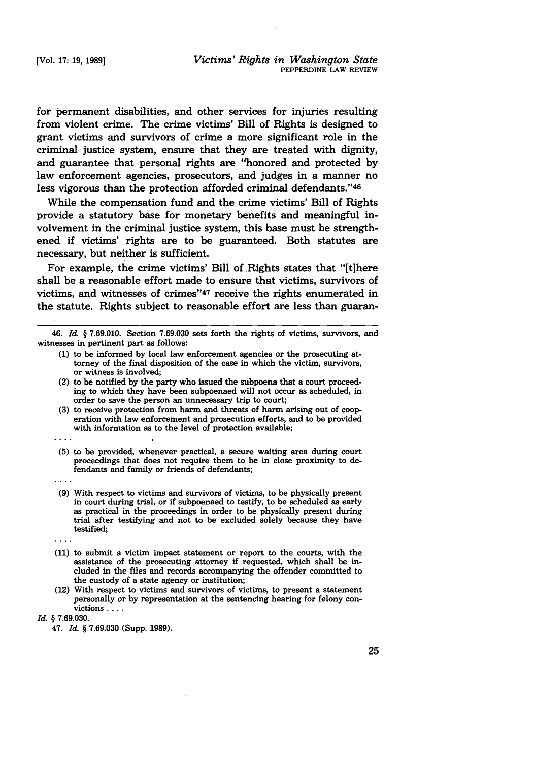for permanent disabilities, and other services for injuries resulting from violent crime. The crime victims' Bill of Rights is designed to grant victims and survivors of crime a more significant role in the criminal justice system, ensure that they are treated with dignity, and guarantee that personal rights are "honored and protected by law enforcement agencies, prosecutors, and judges in a manner no less vigorous than the protection afforded criminal defendants."[46]

While the compensation fund and the crime victims' Bill of Rights provide a statutory base for monetary benefits and meaningful involvement in the criminal justice system, this base must be strengthened if victims' rights are to be guaranteed. Both statutes are necessary, but neither is sufficient.

For example, the crime victims' Bill of Rights states that "[t]here shall be a reasonable effort made to ensure that victims, survivors of victims, and witnesses of crimes"[47] receive the rights enumerated in the statute. Rights subject to reasonable effort are less than guaran-

---

46. *Id.* § 7.69.010. Section 7.69.030 sets forth the rights of victims, survivors, and witnesses in pertinent part as follows:

> (1) to be informed by local law enforcement agencies or the prosecuting attorney of the final disposition of the case in which the victim, survivors, or witness is involved;
>
> (2) to be notified by the party who issued the subpoena that a court proceeding to which they have been subpoenaed will not occur as scheduled, in order to save the person an unnecessary trip to court;
>
> (3) to receive protection from harm and threats of harm arising out of cooperation with law enforcement and prosecution efforts, and to be provided with information as to the level of protection available;
>
> . . . .
>
> (5) to be provided, whenever practical, a secure waiting area during court proceedings that does not require them to be in close proximity to defendants and family or friends of defendants;
>
> . . . .
>
> (9) With respect to victims and survivors of victims, to be physically present in court during trial, or if subpoenaed to testify, to be scheduled as early as practical in the proceedings in order to be physically present during trial after testifying and not to be excluded solely because they have testified;
>
> . . . .
>
> (11) to submit a victim impact statement or report to the courts, with the assistance of the prosecuting attorney if requested, which shall be included in the files and records accompanying the offender committed to the custody of a state agency or institution;
>
> (12) With respect to victims and survivors of victims, to present a statement personally or by representation at the sentencing hearing for felony convictions . . . .

*Id.* § 7.69.030.

47. *Id.* § 7.69.030 (Supp. 1989).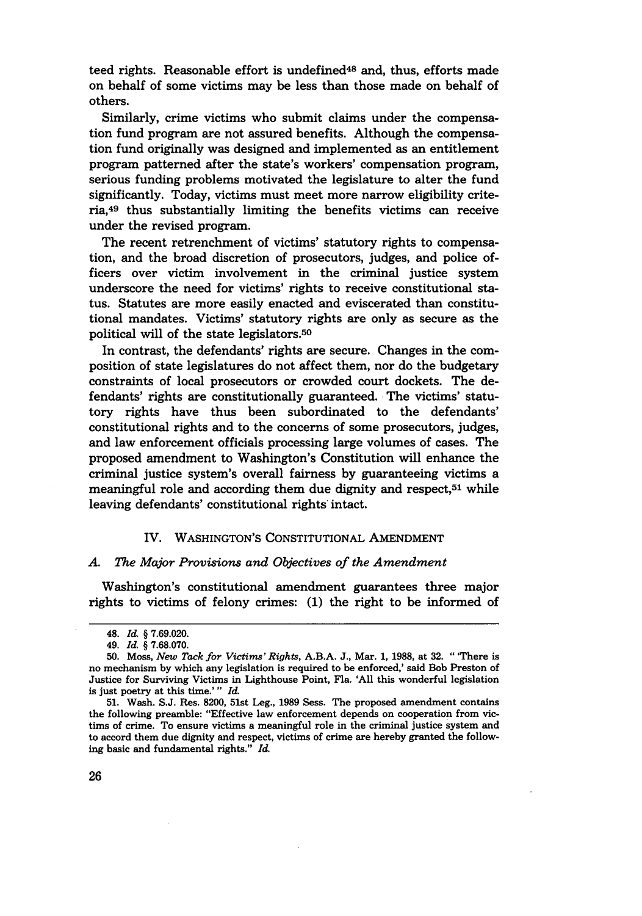teed rights. Reasonable effort is undefined[48] and, thus, efforts made on behalf of some victims may be less than those made on behalf of others.

Similarly, crime victims who submit claims under the compensation fund program are not assured benefits. Although the compensation fund originally was designed and implemented as an entitlement program patterned after the state's workers' compensation program, serious funding problems motivated the legislature to alter the fund significantly. Today, victims must meet more narrow eligibility criteria,[49] thus substantially limiting the benefits victims can receive under the revised program.

The recent retrenchment of victims' statutory rights to compensation, and the broad discretion of prosecutors, judges, and police officers over victim involvement in the criminal justice system underscore the need for victims' rights to receive constitutional status. Statutes are more easily enacted and eviscerated than constitutional mandates. Victims' statutory rights are only as secure as the political will of the state legislators.[50]

In contrast, the defendants' rights are secure. Changes in the composition of state legislatures do not affect them, nor do the budgetary constraints of local prosecutors or crowded court dockets. The defendants' rights are constitutionally guaranteed. The victims' statutory rights have thus been subordinated to the defendants' constitutional rights and to the concerns of some prosecutors, judges, and law enforcement officials processing large volumes of cases. The proposed amendment to Washington's Constitution will enhance the criminal justice system's overall fairness by guaranteeing victims a meaningful role and according them due dignity and respect,[51] while leaving defendants' constitutional rights intact.

## IV. WASHINGTON'S CONSTITUTIONAL AMENDMENT

### A. *The Major Provisions and Objectives of the Amendment*

Washington's constitutional amendment guarantees three major rights to victims of felony crimes: (1) the right to be informed of

---

48. *Id.* § 7.69.020.

49. *Id.* § 7.68.070.

50. Moss, *New Tack for Victims' Rights*, A.B.A. J., Mar. 1, 1988, at 32. " 'There is no mechanism by which any legislation is required to be enforced,' said Bob Preston of Justice for Surviving Victims in Lighthouse Point, Fla. 'All this wonderful legislation is just poetry at this time.' " *Id.*

51. Wash. S.J. Res. 8200, 51st Leg., 1989 Sess. The proposed amendment contains the following preamble: "Effective law enforcement depends on cooperation from victims of crime. To ensure victims a meaningful role in the criminal justice system and to accord them due dignity and respect, victims of crime are hereby granted the following basic and fundamental rights." *Id.*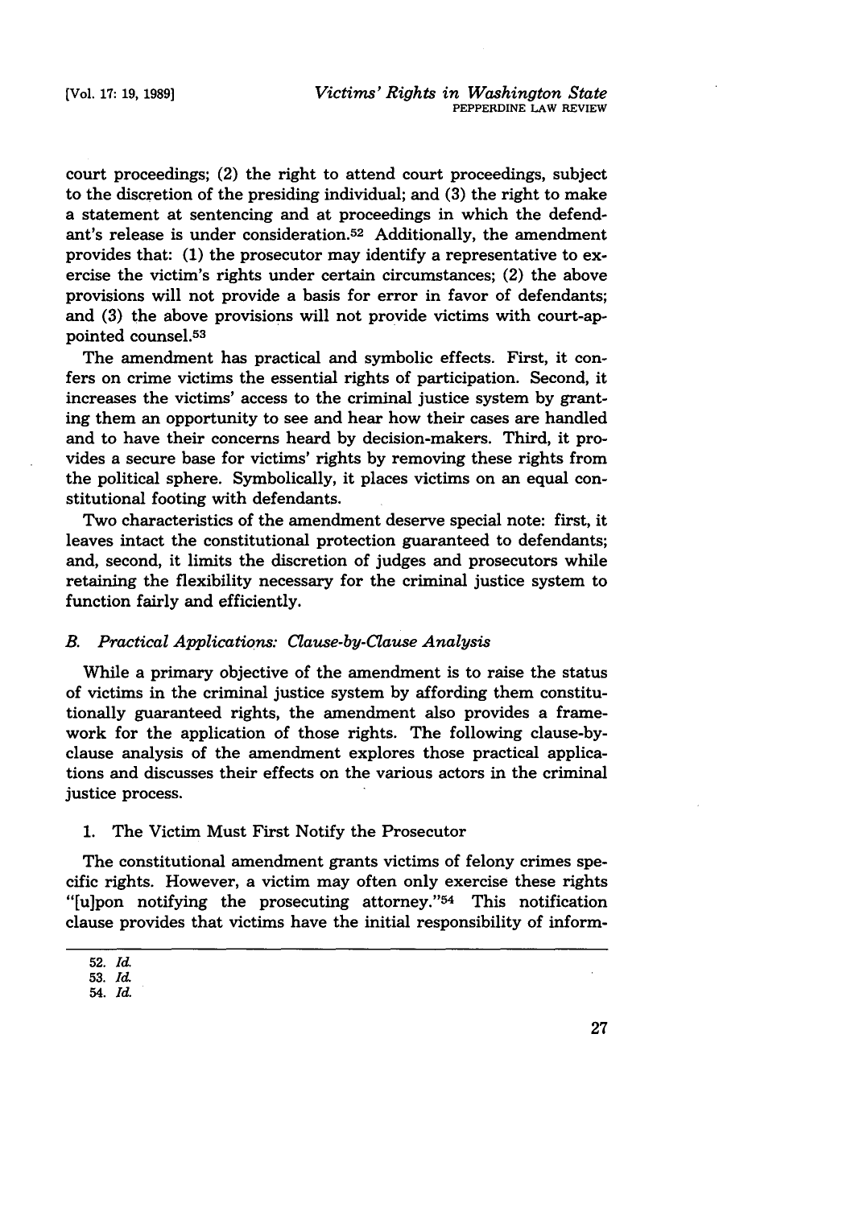court proceedings; (2) the right to attend court proceedings, subject to the discretion of the presiding individual; and (3) the right to make a statement at sentencing and at proceedings in which the defendant's release is under consideration.[52] Additionally, the amendment provides that: (1) the prosecutor may identify a representative to exercise the victim's rights under certain circumstances; (2) the above provisions will not provide a basis for error in favor of defendants; and (3) the above provisions will not provide victims with court-appointed counsel.[53]

The amendment has practical and symbolic effects. First, it confers on crime victims the essential rights of participation. Second, it increases the victims' access to the criminal justice system by granting them an opportunity to see and hear how their cases are handled and to have their concerns heard by decision-makers. Third, it provides a secure base for victims' rights by removing these rights from the political sphere. Symbolically, it places victims on an equal constitutional footing with defendants.

Two characteristics of the amendment deserve special note: first, it leaves intact the constitutional protection guaranteed to defendants; and, second, it limits the discretion of judges and prosecutors while retaining the flexibility necessary for the criminal justice system to function fairly and efficiently.

### *B. Practical Applications: Clause-by-Clause Analysis*

While a primary objective of the amendment is to raise the status of victims in the criminal justice system by affording them constitutionally guaranteed rights, the amendment also provides a framework for the application of those rights. The following clause-by-clause analysis of the amendment explores those practical applications and discusses their effects on the various actors in the criminal justice process.

#### 1. The Victim Must First Notify the Prosecutor

The constitutional amendment grants victims of felony crimes specific rights. However, a victim may often only exercise these rights "[u]pon notifying the prosecuting attorney."[54] This notification clause provides that victims have the initial responsibility of inform-

---

52. *Id.*
53. *Id.*
54. *Id.*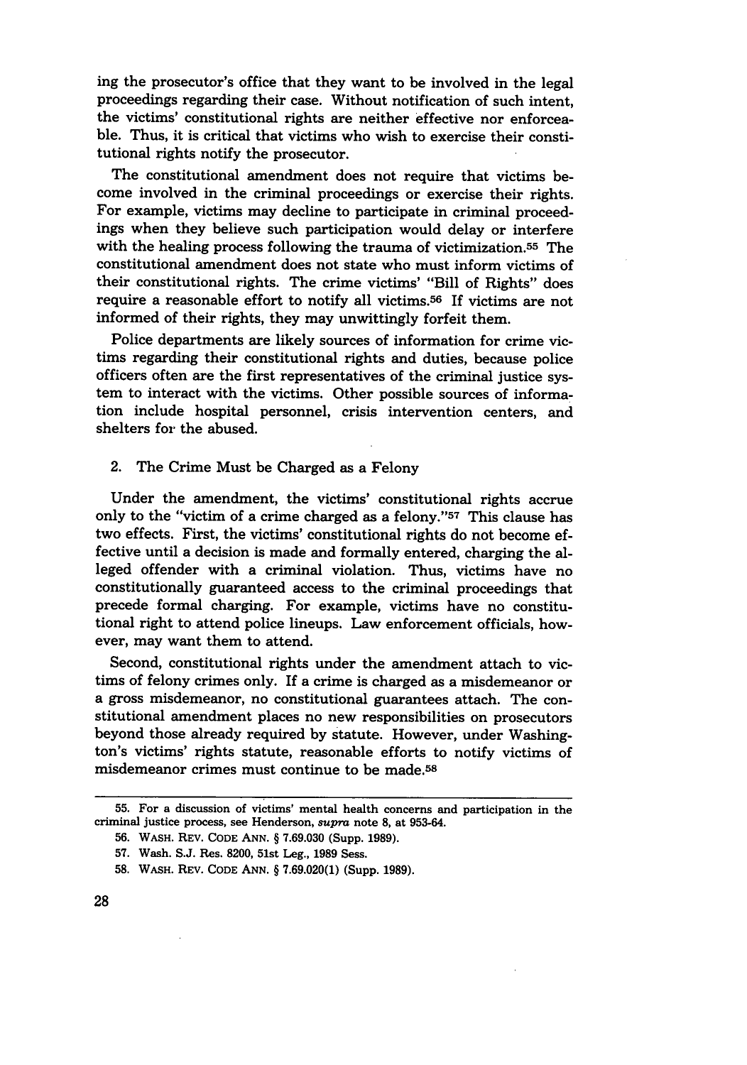ing the prosecutor's office that they want to be involved in the legal proceedings regarding their case. Without notification of such intent, the victims' constitutional rights are neither effective nor enforceable. Thus, it is critical that victims who wish to exercise their constitutional rights notify the prosecutor.

The constitutional amendment does not require that victims become involved in the criminal proceedings or exercise their rights. For example, victims may decline to participate in criminal proceedings when they believe such participation would delay or interfere with the healing process following the trauma of victimization.[55] The constitutional amendment does not state who must inform victims of their constitutional rights. The crime victims' "Bill of Rights" does require a reasonable effort to notify all victims.[56] If victims are not informed of their rights, they may unwittingly forfeit them.

Police departments are likely sources of information for crime victims regarding their constitutional rights and duties, because police officers often are the first representatives of the criminal justice system to interact with the victims. Other possible sources of information include hospital personnel, crisis intervention centers, and shelters for the abused.

### 2. The Crime Must be Charged as a Felony

Under the amendment, the victims' constitutional rights accrue only to the "victim of a crime charged as a felony."[57] This clause has two effects. First, the victims' constitutional rights do not become effective until a decision is made and formally entered, charging the alleged offender with a criminal violation. Thus, victims have no constitutionally guaranteed access to the criminal proceedings that precede formal charging. For example, victims have no constitutional right to attend police lineups. Law enforcement officials, however, may want them to attend.

Second, constitutional rights under the amendment attach to victims of felony crimes only. If a crime is charged as a misdemeanor or a gross misdemeanor, no constitutional guarantees attach. The constitutional amendment places no new responsibilities on prosecutors beyond those already required by statute. However, under Washington's victims' rights statute, reasonable efforts to notify victims of misdemeanor crimes must continue to be made.[58]

---

55. For a discussion of victims' mental health concerns and participation in the criminal justice process, see Henderson, *supra* note 8, at 953-64.

56. WASH. REV. CODE ANN. § 7.69.030 (Supp. 1989).

57. Wash. S.J. Res. 8200, 51st Leg., 1989 Sess.

58. WASH. REV. CODE ANN. § 7.69.020(1) (Supp. 1989).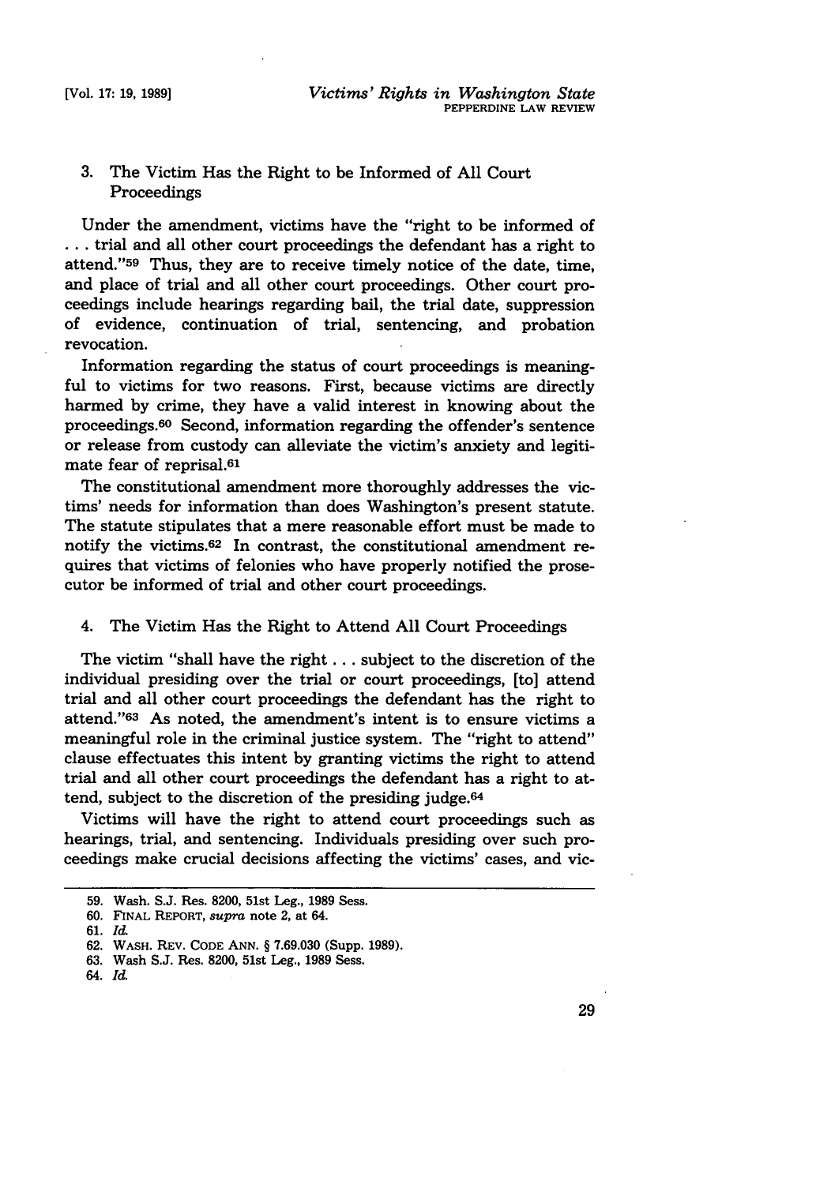### 3. The Victim Has the Right to be Informed of All Court Proceedings

Under the amendment, victims have the "right to be informed of . . . trial and all other court proceedings the defendant has a right to attend."[59] Thus, they are to receive timely notice of the date, time, and place of trial and all other court proceedings. Other court proceedings include hearings regarding bail, the trial date, suppression of evidence, continuation of trial, sentencing, and probation revocation.

Information regarding the status of court proceedings is meaningful to victims for two reasons. First, because victims are directly harmed by crime, they have a valid interest in knowing about the proceedings.[60] Second, information regarding the offender's sentence or release from custody can alleviate the victim's anxiety and legitimate fear of reprisal.[61]

The constitutional amendment more thoroughly addresses the victims' needs for information than does Washington's present statute. The statute stipulates that a mere reasonable effort must be made to notify the victims.[62] In contrast, the constitutional amendment requires that victims of felonies who have properly notified the prosecutor be informed of trial and other court proceedings.

### 4. The Victim Has the Right to Attend All Court Proceedings

The victim "shall have the right . . . subject to the discretion of the individual presiding over the trial or court proceedings, [to] attend trial and all other court proceedings the defendant has the right to attend."[63] As noted, the amendment's intent is to ensure victims a meaningful role in the criminal justice system. The "right to attend" clause effectuates this intent by granting victims the right to attend trial and all other court proceedings the defendant has a right to attend, subject to the discretion of the presiding judge.[64]

Victims will have the right to attend court proceedings such as hearings, trial, and sentencing. Individuals presiding over such proceedings make crucial decisions affecting the victims' cases, and vic-

---

59. Wash. S.J. Res. 8200, 51st Leg., 1989 Sess.

60. FINAL REPORT, *supra* note 2, at 64.

61. *Id.*

62. WASH. REV. CODE ANN. § 7.69.030 (Supp. 1989).

63. Wash S.J. Res. 8200, 51st Leg., 1989 Sess.

64. *Id.*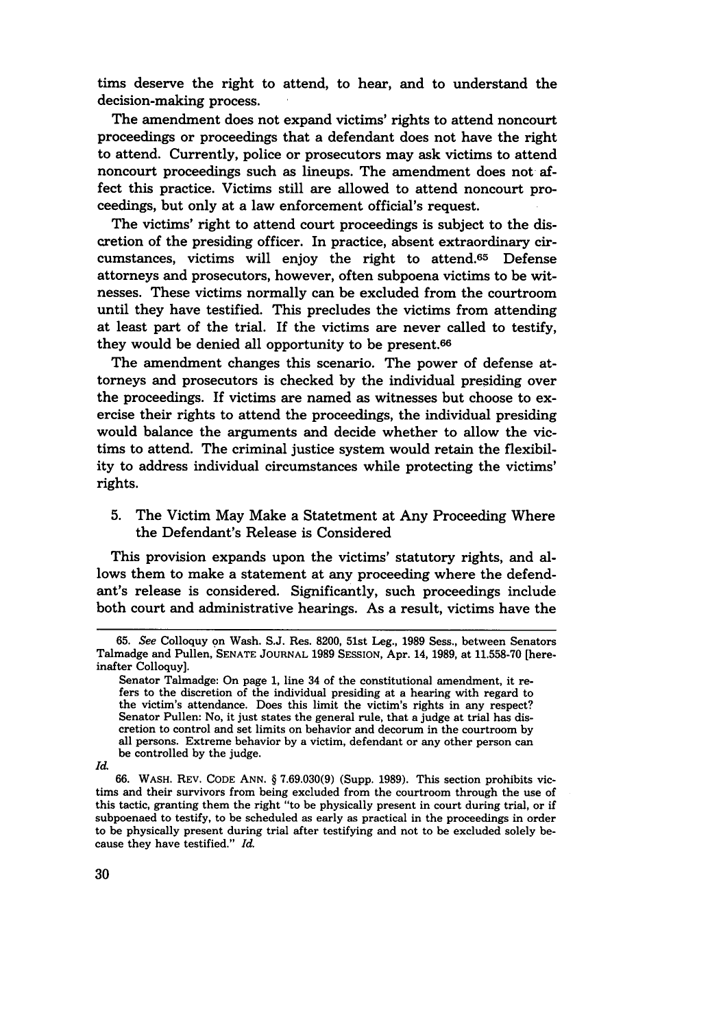tims deserve the right to attend, to hear, and to understand the decision-making process.

The amendment does not expand victims' rights to attend noncourt proceedings or proceedings that a defendant does not have the right to attend. Currently, police or prosecutors may ask victims to attend noncourt proceedings such as lineups. The amendment does not affect this practice. Victims still are allowed to attend noncourt proceedings, but only at a law enforcement official's request.

The victims' right to attend court proceedings is subject to the discretion of the presiding officer. In practice, absent extraordinary circumstances, victims will enjoy the right to attend.[65] Defense attorneys and prosecutors, however, often subpoena victims to be witnesses. These victims normally can be excluded from the courtroom until they have testified. This precludes the victims from attending at least part of the trial. If the victims are never called to testify, they would be denied all opportunity to be present.[66]

The amendment changes this scenario. The power of defense attorneys and prosecutors is checked by the individual presiding over the proceedings. If victims are named as witnesses but choose to exercise their rights to attend the proceedings, the individual presiding would balance the arguments and decide whether to allow the victims to attend. The criminal justice system would retain the flexibility to address individual circumstances while protecting the victims' rights.

### 5. The Victim May Make a Statetment at Any Proceeding Where the Defendant's Release is Considered

This provision expands upon the victims' statutory rights, and allows them to make a statement at any proceeding where the defendant's release is considered. Significantly, such proceedings include both court and administrative hearings. As a result, victims have the

---

65. *See* Colloquy on Wash. S.J. Res. 8200, 51st Leg., 1989 Sess., between Senators Talmadge and Pullen, SENATE JOURNAL 1989 SESSION, Apr. 14, 1989, at 11.558-70 [hereinafter Colloquy].

Senator Talmadge: On page 1, line 34 of the constitutional amendment, it refers to the discretion of the individual presiding at a hearing with regard to the victim's attendance. Does this limit the victim's rights in any respect? Senator Pullen: No, it just states the general rule, that a judge at trial has discretion to control and set limits on behavior and decorum in the courtroom by all persons. Extreme behavior by a victim, defendant or any other person can be controlled by the judge.

*Id.*

66. WASH. REV. CODE ANN. § 7.69.030(9) (Supp. 1989). This section prohibits victims and their survivors from being excluded from the courtroom through the use of this tactic, granting them the right "to be physically present in court during trial, or if subpoenaed to testify, to be scheduled as early as practical in the proceedings in order to be physically present during trial after testifying and not to be excluded solely because they have testified." *Id.*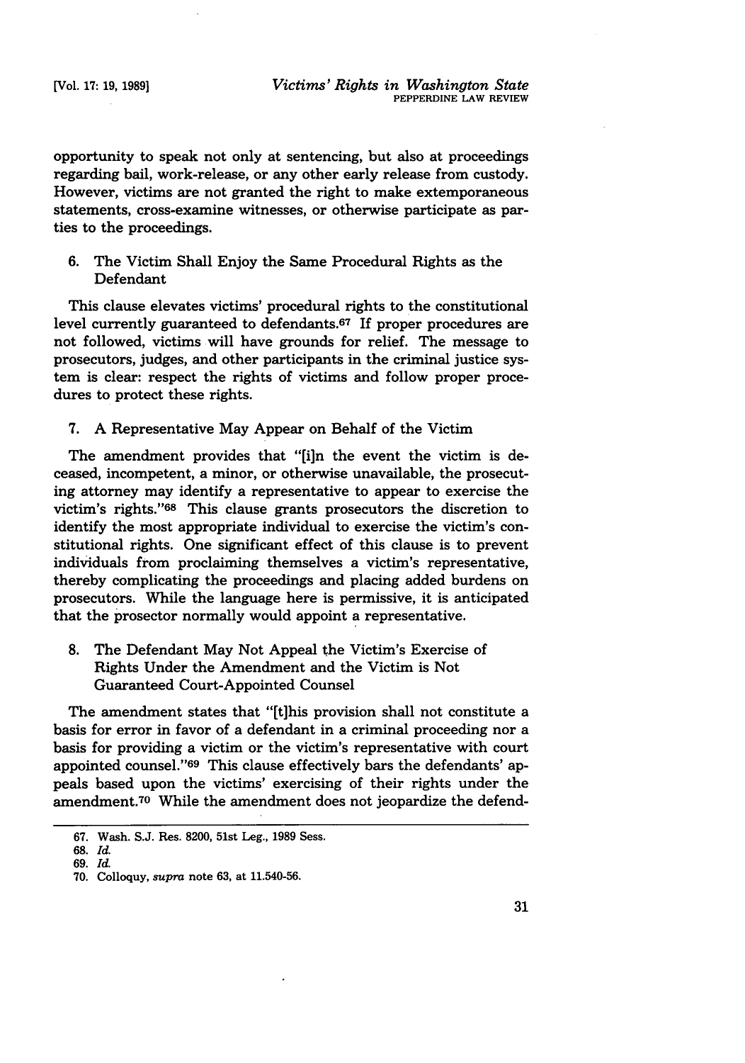opportunity to speak not only at sentencing, but also at proceedings regarding bail, work-release, or any other early release from custody. However, victims are not granted the right to make extemporaneous statements, cross-examine witnesses, or otherwise participate as parties to the proceedings.

### 6. The Victim Shall Enjoy the Same Procedural Rights as the Defendant

This clause elevates victims' procedural rights to the constitutional level currently guaranteed to defendants.[67] If proper procedures are not followed, victims will have grounds for relief. The message to prosecutors, judges, and other participants in the criminal justice system is clear: respect the rights of victims and follow proper procedures to protect these rights.

### 7. A Representative May Appear on Behalf of the Victim

The amendment provides that "[i]n the event the victim is deceased, incompetent, a minor, or otherwise unavailable, the prosecuting attorney may identify a representative to appear to exercise the victim's rights."[68] This clause grants prosecutors the discretion to identify the most appropriate individual to exercise the victim's constitutional rights. One significant effect of this clause is to prevent individuals from proclaiming themselves a victim's representative, thereby complicating the proceedings and placing added burdens on prosecutors. While the language here is permissive, it is anticipated that the prosecutor normally would appoint a representative.

### 8. The Defendant May Not Appeal the Victim's Exercise of Rights Under the Amendment and the Victim is Not Guaranteed Court-Appointed Counsel

The amendment states that "[t]his provision shall not constitute a basis for error in favor of a defendant in a criminal proceeding nor a basis for providing a victim or the victim's representative with court appointed counsel."[69] This clause effectively bars the defendants' appeals based upon the victims' exercising of their rights under the amendment.[70] While the amendment does not jeopardize the defend-

---

67. Wash. S.J. Res. 8200, 51st Leg., 1989 Sess.

68. *Id.*

69. *Id.*

70. Colloquy, *supra* note 63, at 11.540-56.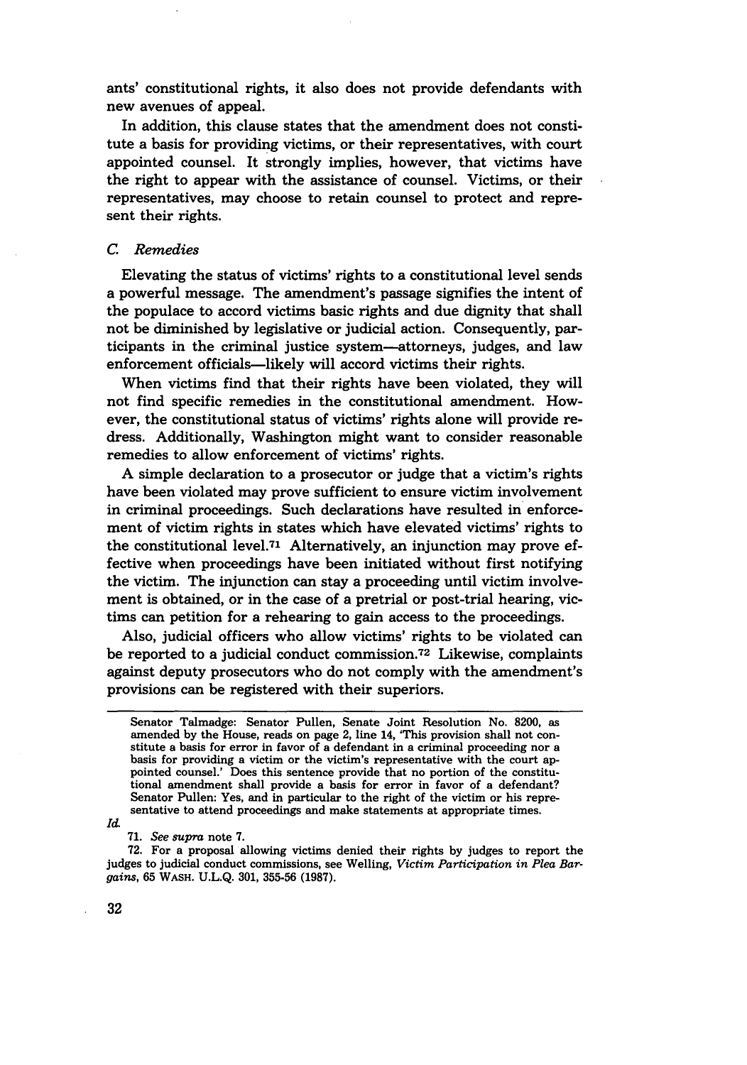ants' constitutional rights, it also does not provide defendants with new avenues of appeal.

In addition, this clause states that the amendment does not constitute a basis for providing victims, or their representatives, with court appointed counsel. It strongly implies, however, that victims have the right to appear with the assistance of counsel. Victims, or their representatives, may choose to retain counsel to protect and represent their rights.

### *C. Remedies*

Elevating the status of victims' rights to a constitutional level sends a powerful message. The amendment's passage signifies the intent of the populace to accord victims basic rights and due dignity that shall not be diminished by legislative or judicial action. Consequently, participants in the criminal justice system—attorneys, judges, and law enforcement officials—likely will accord victims their rights.

When victims find that their rights have been violated, they will not find specific remedies in the constitutional amendment. However, the constitutional status of victims' rights alone will provide redress. Additionally, Washington might want to consider reasonable remedies to allow enforcement of victims' rights.

A simple declaration to a prosecutor or judge that a victim's rights have been violated may prove sufficient to ensure victim involvement in criminal proceedings. Such declarations have resulted in enforcement of victim rights in states which have elevated victims' rights to the constitutional level.[71] Alternatively, an injunction may prove effective when proceedings have been initiated without first notifying the victim. The injunction can stay a proceeding until victim involvement is obtained, or in the case of a pretrial or post-trial hearing, victims can petition for a rehearing to gain access to the proceedings.

Also, judicial officers who allow victims' rights to be violated can be reported to a judicial conduct commission.[72] Likewise, complaints against deputy prosecutors who do not comply with the amendment's provisions can be registered with their superiors.

---

Senator Talmadge: Senator Pullen, Senate Joint Resolution No. 8200, as amended by the House, reads on page 2, line 14, 'This provision shall not constitute a basis for error in favor of a defendant in a criminal proceeding nor a basis for providing a victim or the victim's representative with the court appointed counsel.' Does this sentence provide that no portion of the constitutional amendment shall provide a basis for error in favor of a defendant?
Senator Pullen: Yes, and in particular to the right of the victim or his representative to attend proceedings and make statements at appropriate times.

*Id.*

71. *See supra* note 7.

72. For a proposal allowing victims denied their rights by judges to report the judges to judicial conduct commissions, see Welling, *Victim Participation in Plea Bargains*, 65 WASH. U.L.Q. 301, 355-56 (1987).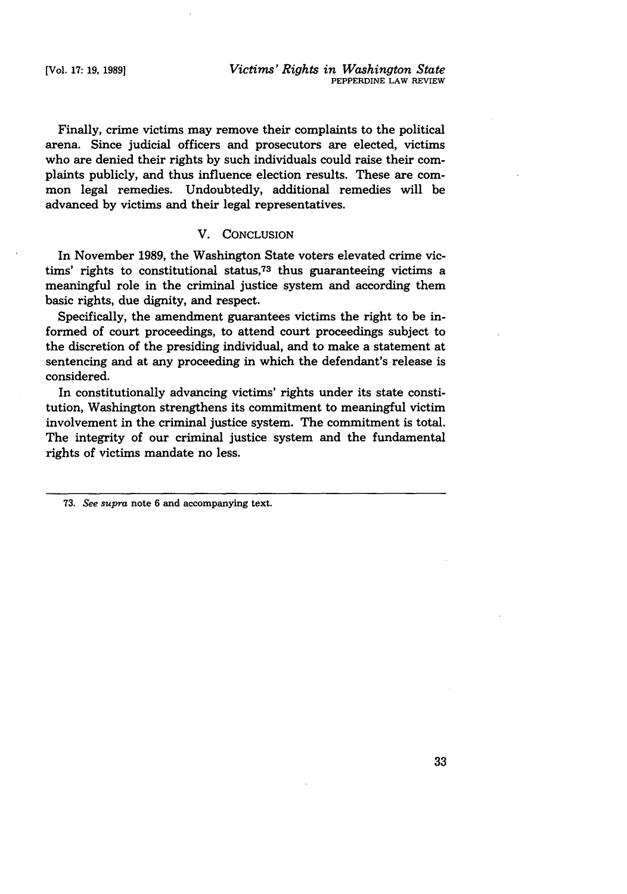Finally, crime victims may remove their complaints to the political arena. Since judicial officers and prosecutors are elected, victims who are denied their rights by such individuals could raise their complaints publicly, and thus influence election results. These are common legal remedies. Undoubtedly, additional remedies will be advanced by victims and their legal representatives.

## V. CONCLUSION

In November 1989, the Washington State voters elevated crime victims' rights to constitutional status,[73] thus guaranteeing victims a meaningful role in the criminal justice system and according them basic rights, due dignity, and respect.

Specifically, the amendment guarantees victims the right to be informed of court proceedings, to attend court proceedings subject to the discretion of the presiding individual, and to make a statement at sentencing and at any proceeding in which the defendant's release is considered.

In constitutionally advancing victims' rights under its state constitution, Washington strengthens its commitment to meaningful victim involvement in the criminal justice system. The commitment is total. The integrity of our criminal justice system and the fundamental rights of victims mandate no less.

---

73. *See supra* note 6 and accompanying text.